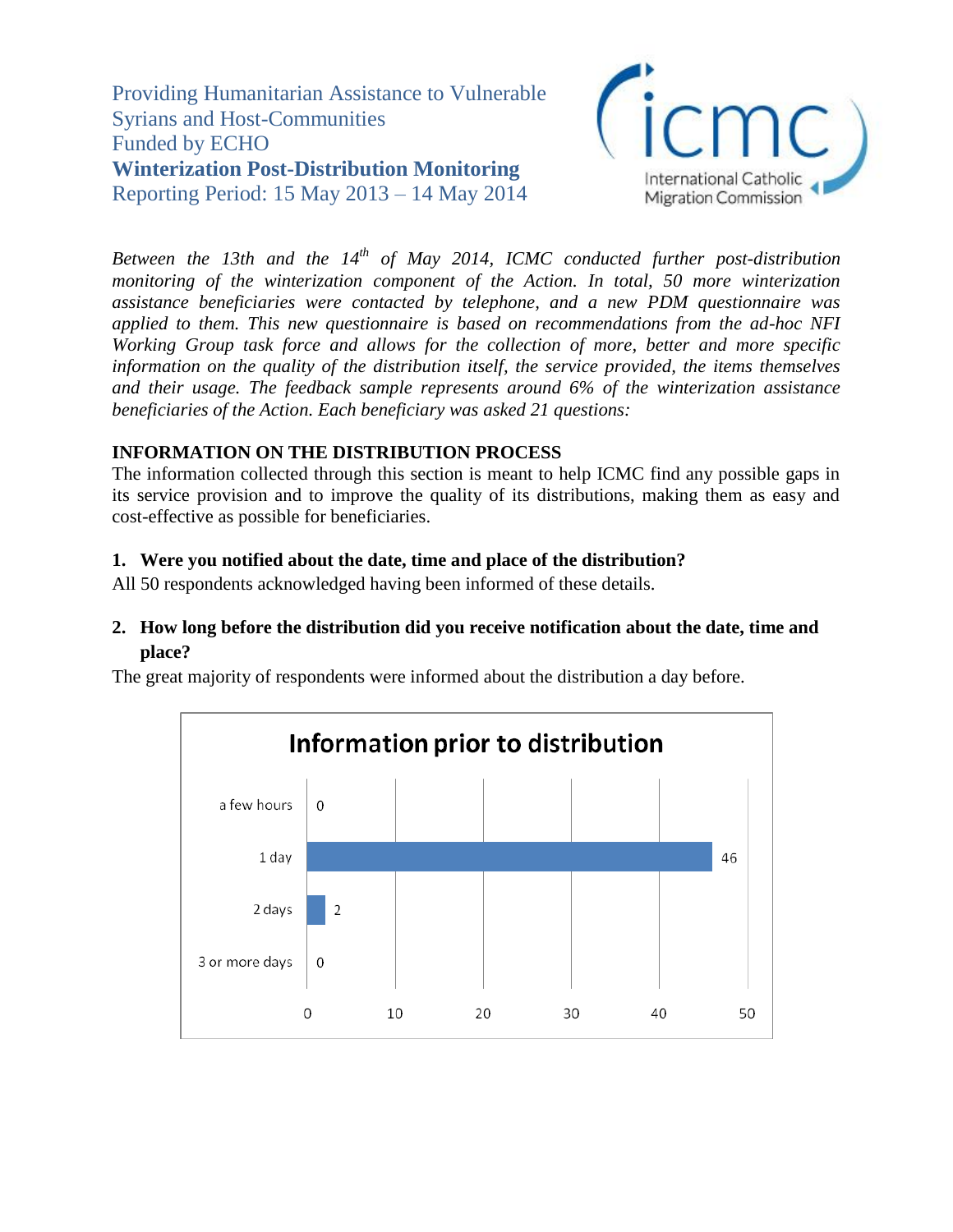Providing Humanitarian Assistance to Vulnerable Syrians and Host-Communities
Funded by ECHO
**Winterization Post-Distribution Monitoring**
Reporting Period: 15 May 2013 – 14 May 2014

*Between the 13th and the 14th of May 2014, ICMC conducted further post-distribution monitoring of the winterization component of the Action. In total, 50 more winterization assistance beneficiaries were contacted by telephone, and a new PDM questionnaire was applied to them. This new questionnaire is based on recommendations from the ad-hoc NFI Working Group task force and allows for the collection of more, better and more specific information on the quality of the distribution itself, the service provided, the items themselves and their usage. The feedback sample represents around 6% of the winterization assistance beneficiaries of the Action. Each beneficiary was asked 21 questions:*

## INFORMATION ON THE DISTRIBUTION PROCESS

The information collected through this section is meant to help ICMC find any possible gaps in its service provision and to improve the quality of its distributions, making them as easy and cost-effective as possible for beneficiaries.

### 1. Were you notified about the date, time and place of the distribution?

All 50 respondents acknowledged having been informed of these details.

### 2. How long before the distribution did you receive notification about the date, time and place?

The great majority of respondents were informed about the distribution a day before.

**Information prior to distribution**

| Response | Number |
|---|---|
| a few hours | 0 |
| 1 day | 46 |
| 2 days | 2 |
| 3 or more days | 0 |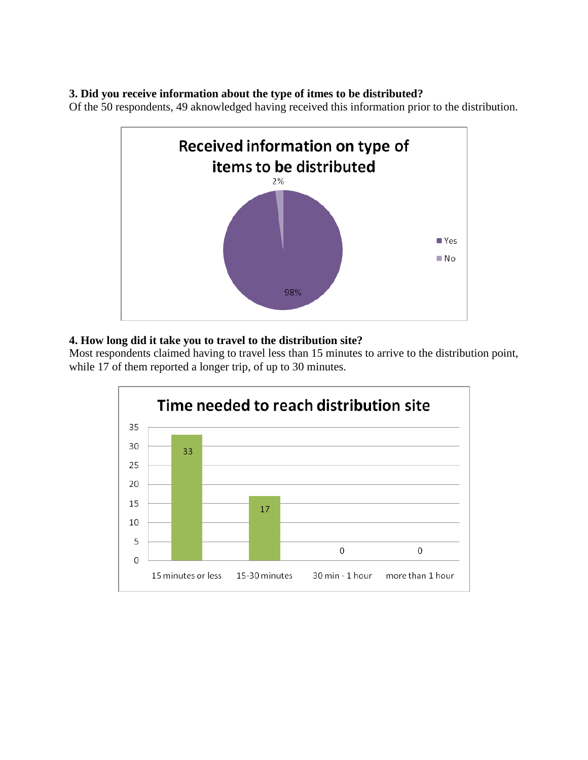**3. Did you receive information about the type of itmes to be distributed?**
Of the 50 respondents, 49 aknowledged having received this information prior to the distribution.

**Received information on type of items to be distributed**

| Response | Percentage |
| --- | --- |
| Yes | 98% |
| No | 2% |

**4. How long did it take you to travel to the distribution site?**
Most respondents claimed having to travel less than 15 minutes to arrive to the distribution point, while 17 of them reported a longer trip, of up to 30 minutes.

**Time needed to reach distribution site**

| Time | Respondents |
| --- | --- |
| 15 minutes or less | 33 |
| 15-30 minutes | 17 |
| 30 min - 1 hour | 0 |
| more than 1 hour | 0 |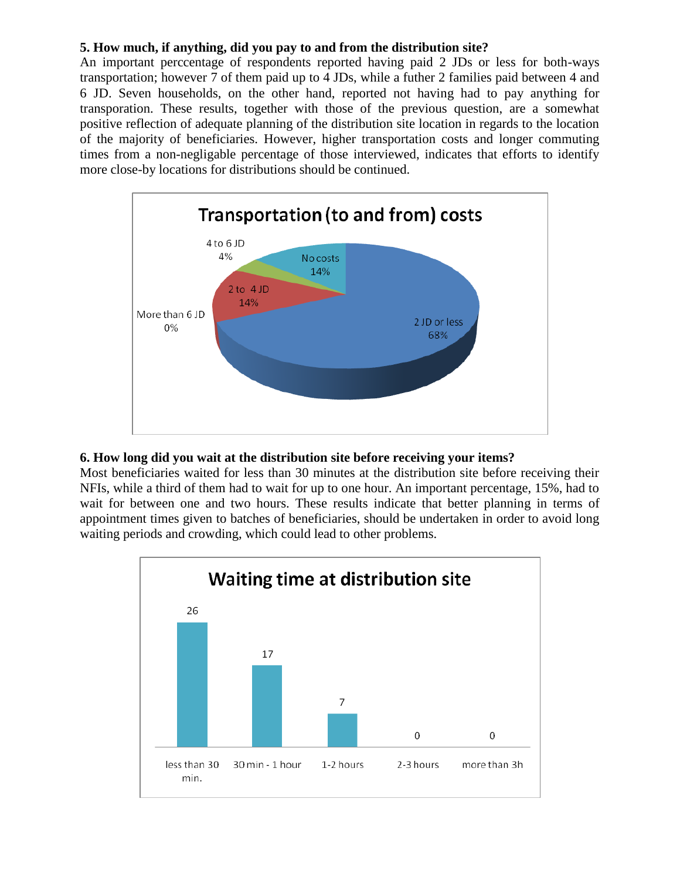**5. How much, if anything, did you pay to and from the distribution site?**

An important perccentage of respondents reported having paid 2 JDs or less for both-ways transportation; however 7 of them paid up to 4 JDs, while a futher 2 families paid between 4 and 6 JD. Seven households, on the other hand, reported not having had to pay anything for transporation. These results, together with those of the previous question, are a somewhat positive reflection of adequate planning of the distribution site location in regards to the location of the majority of beneficiaries. However, higher transportation costs and longer commuting times from a non-negligable percentage of those interviewed, indicates that efforts to identify more close-by locations for distributions should be continued.

**Transportation (to and from) costs**

| Category | Percentage |
|---|---|
| 2 JD or less | 68% |
| 2 to 4 JD | 14% |
| 4 to 6 JD | 4% |
| More than 6 JD | 0% |
| No costs | 14% |

**6. How long did you wait at the distribution site before receiving your items?**

Most beneficiaries waited for less than 30 minutes at the distribution site before receiving their NFIs, while a third of them had to wait for up to one hour. An important percentage, 15%, had to wait for between one and two hours. These results indicate that better planning in terms of appointment times given to batches of beneficiaries, should be undertaken in order to avoid long waiting periods and crowding, which could lead to other problems.

**Waiting time at distribution site**

| Waiting time | Number |
|---|---|
| less than 30 min. | 26 |
| 30 min - 1 hour | 17 |
| 1-2 hours | 7 |
| 2-3 hours | 0 |
| more than 3h | 0 |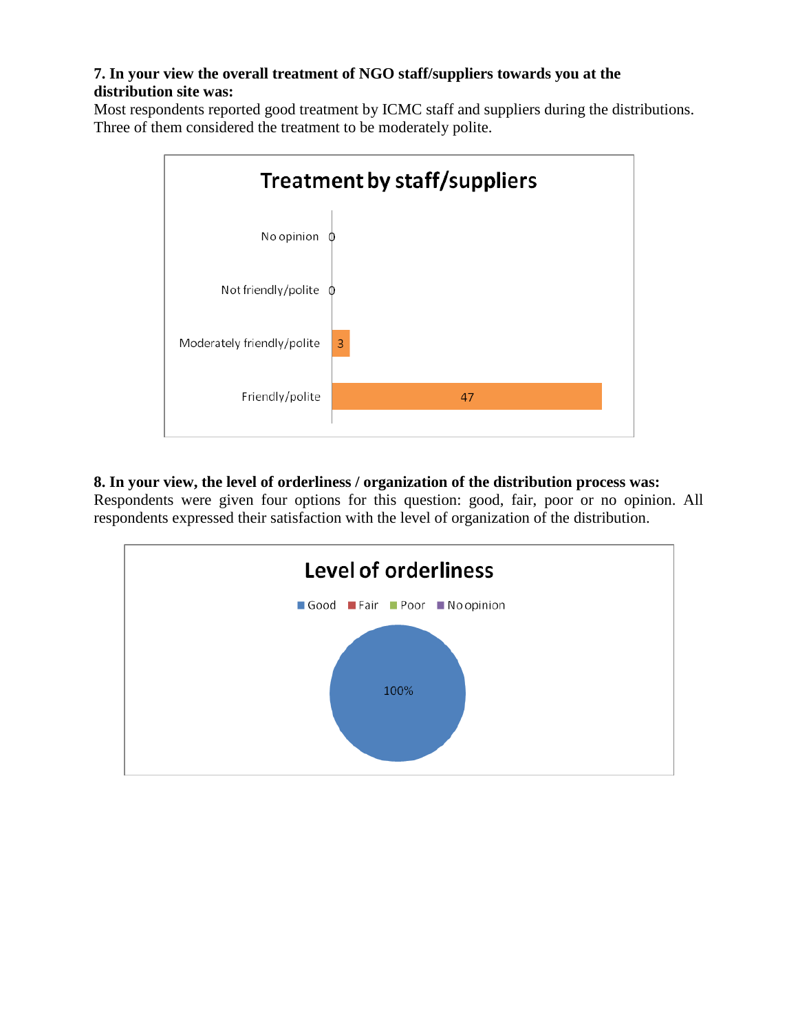**7. In your view the overall treatment of NGO staff/suppliers towards you at the distribution site was:**

Most respondents reported good treatment by ICMC staff and suppliers during the distributions. Three of them considered the treatment to be moderately polite.

**Treatment by staff/suppliers**

| Response | Count |
|---|---|
| No opinion | 0 |
| Not friendly/polite | 0 |
| Moderately friendly/polite | 3 |
| Friendly/polite | 47 |

**8. In your view, the level of orderliness / organization of the distribution process was:**

Respondents were given four options for this question: good, fair, poor or no opinion. All respondents expressed their satisfaction with the level of organization of the distribution.

**Level of orderliness**

| Response | Percentage |
|---|---|
| Good | 100% |
| Fair | |
| Poor | |
| No opinion | |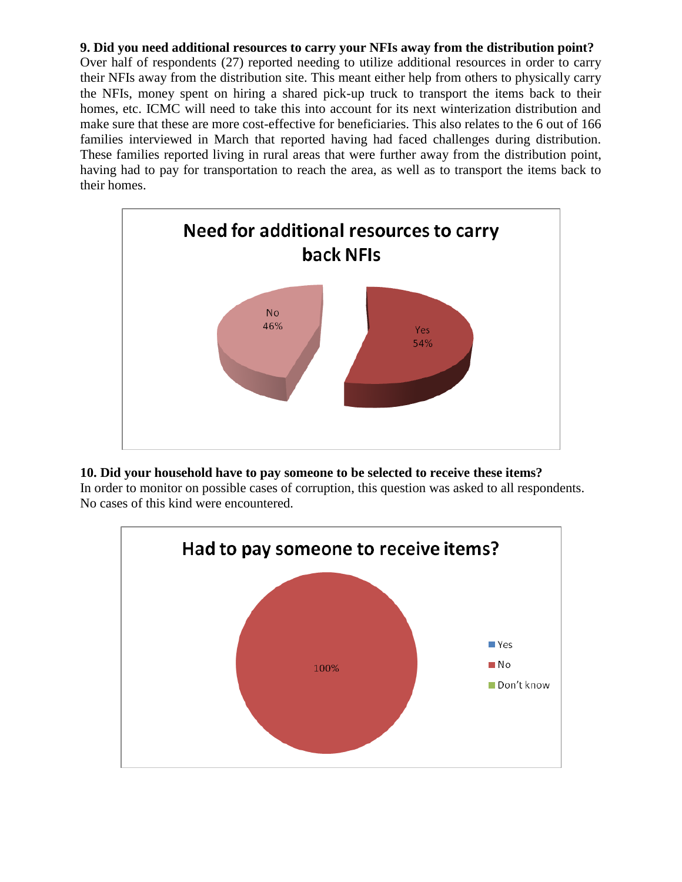**9. Did you need additional resources to carry your NFIs away from the distribution point?**

Over half of respondents (27) reported needing to utilize additional resources in order to carry their NFIs away from the distribution site. This meant either help from others to physically carry the NFIs, money spent on hiring a shared pick-up truck to transport the items back to their homes, etc. ICMC will need to take this into account for its next winterization distribution and make sure that these are more cost-effective for beneficiaries. This also relates to the 6 out of 166 families interviewed in March that reported having had faced challenges during distribution. These families reported living in rural areas that were further away from the distribution point, having had to pay for transportation to reach the area, as well as to transport the items back to their homes.

**Need for additional resources to carry back NFIs**

| Response | Percentage |
|---|---|
| Yes | 54% |
| No | 46% |

**10. Did your household have to pay someone to be selected to receive these items?**

In order to monitor on possible cases of corruption, this question was asked to all respondents. No cases of this kind were encountered.

**Had to pay someone to receive items?**

| Response | Percentage |
|---|---|
| Yes | |
| No | 100% |
| Don't know | |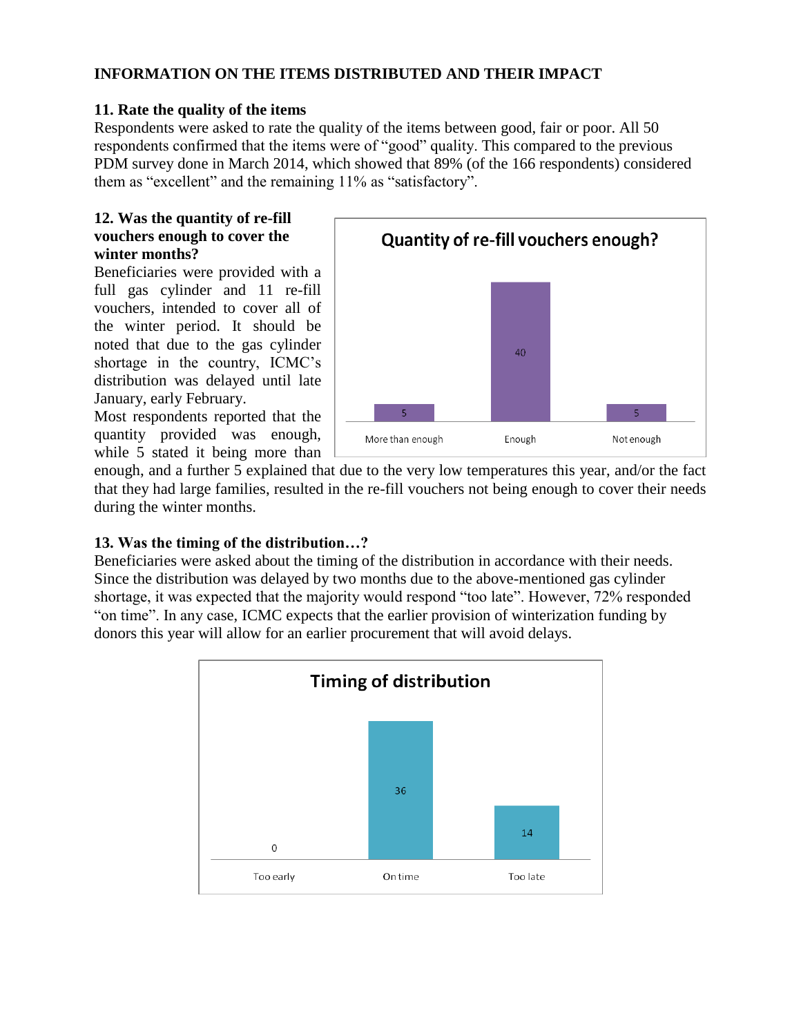## INFORMATION ON THE ITEMS DISTRIBUTED AND THEIR IMPACT

### 11. Rate the quality of the items

Respondents were asked to rate the quality of the items between good, fair or poor. All 50 respondents confirmed that the items were of "good" quality. This compared to the previous PDM survey done in March 2014, which showed that 89% (of the 166 respondents) considered them as "excellent" and the remaining 11% as "satisfactory".

### 12. Was the quantity of re-fill vouchers enough to cover the winter months?

Beneficiaries were provided with a full gas cylinder and 11 re-fill vouchers, intended to cover all of the winter period. It should be noted that due to the gas cylinder shortage in the country, ICMC's distribution was delayed until late January, early February.

Most respondents reported that the quantity provided was enough, while 5 stated it being more than enough, and a further 5 explained that due to the very low temperatures this year, and/or the fact that they had large families, resulted in the re-fill vouchers not being enough to cover their needs during the winter months.

**Quantity of re-fill vouchers enough?**

| More than enough | Enough | Not enough |
| --- | --- | --- |
| 5 | 40 | 5 |

### 13. Was the timing of the distribution…?

Beneficiaries were asked about the timing of the distribution in accordance with their needs. Since the distribution was delayed by two months due to the above-mentioned gas cylinder shortage, it was expected that the majority would respond "too late". However, 72% responded "on time". In any case, ICMC expects that the earlier provision of winterization funding by donors this year will allow for an earlier procurement that will avoid delays.

**Timing of distribution**

| Too early | On time | Too late |
| --- | --- | --- |
| 0 | 36 | 14 |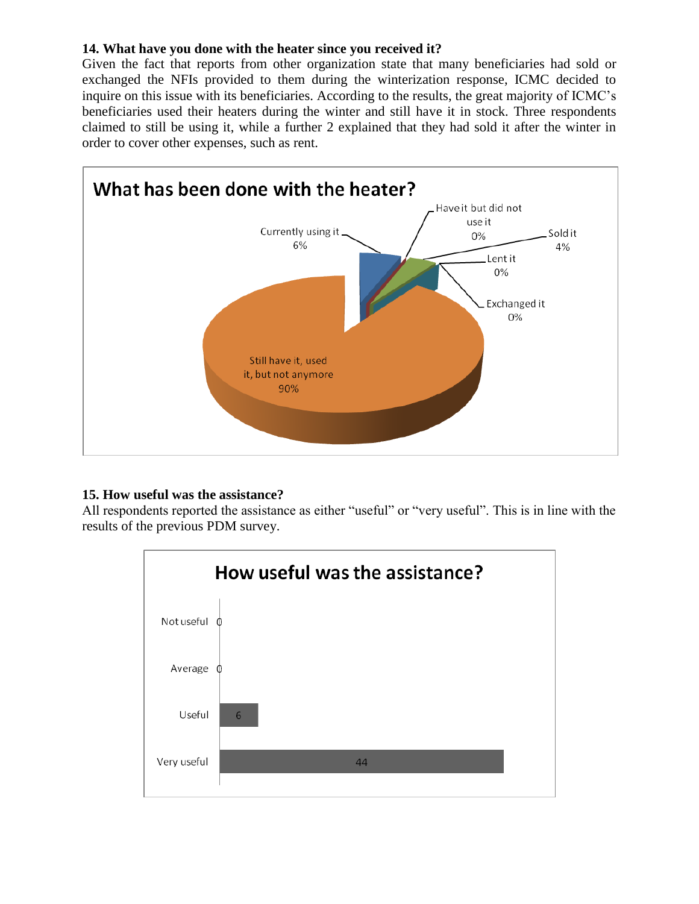**14. What have you done with the heater since you received it?**

Given the fact that reports from other organization state that many beneficiaries had sold or exchanged the NFIs provided to them during the winterization response, ICMC decided to inquire on this issue with its beneficiaries. According to the results, the great majority of ICMC's beneficiaries used their heaters during the winter and still have it in stock. Three respondents claimed to still be using it, while a further 2 explained that they had sold it after the winter in order to cover other expenses, such as rent.

**What has been done with the heater?**

| Response | Percentage |
| --- | --- |
| Currently using it | 6% |
| Have it but did not use it | 0% |
| Sold it | 4% |
| Lent it | 0% |
| Exchanged it | 0% |
| Still have it, used it, but not anymore | 90% |

**15. How useful was the assistance?**

All respondents reported the assistance as either "useful" or "very useful". This is in line with the results of the previous PDM survey.

**How useful was the assistance?**

| Response | Count |
| --- | --- |
| Not useful | 0 |
| Average | 0 |
| Useful | 6 |
| Very useful | 44 |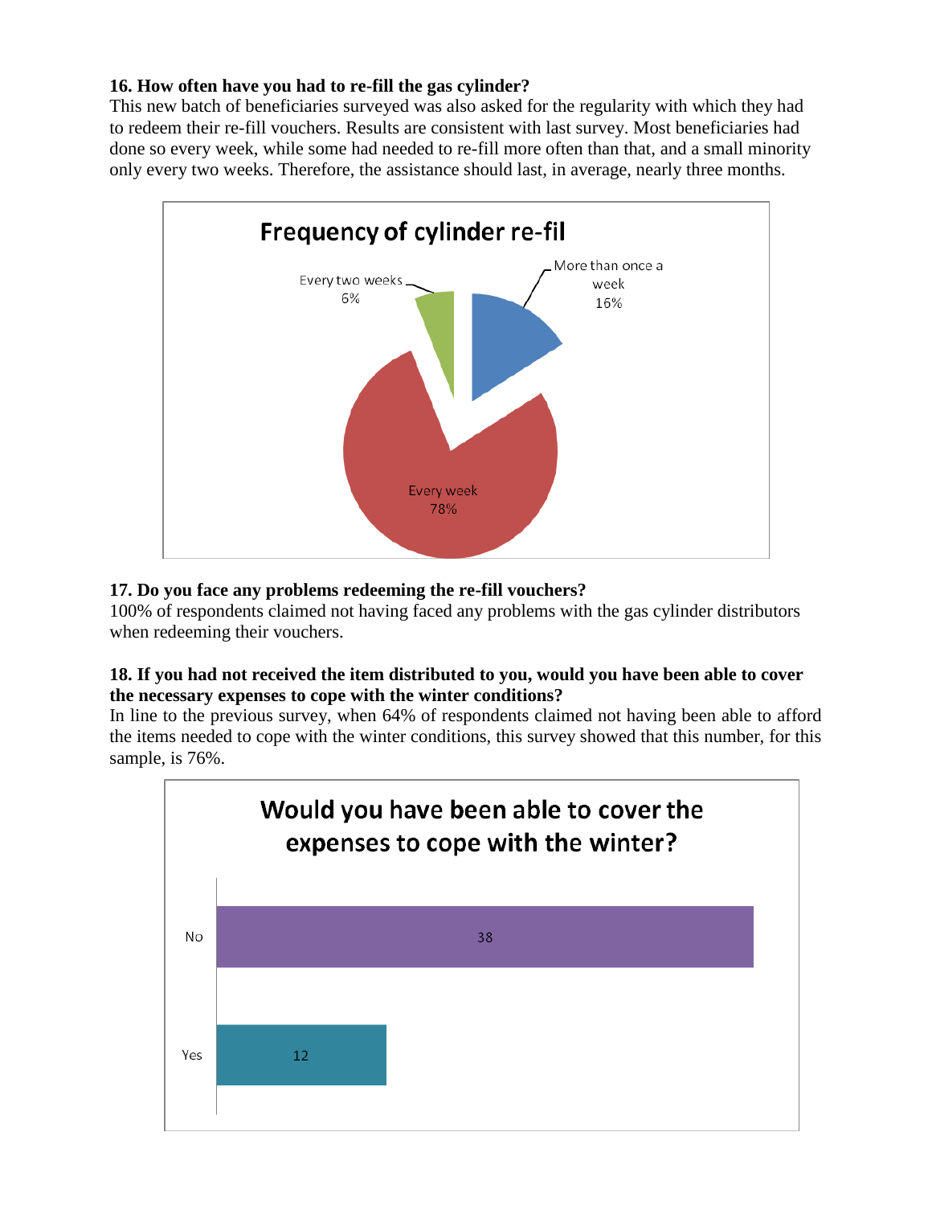**16. How often have you had to re-fill the gas cylinder?**

This new batch of beneficiaries surveyed was also asked for the regularity with which they had to redeem their re-fill vouchers. Results are consistent with last survey. Most beneficiaries had done so every week, while some had needed to re-fill more often than that, and a small minority only every two weeks. Therefore, the assistance should last, in average, nearly three months.

**Frequency of cylinder re-fil**

| Frequency | Percentage |
|---|---|
| More than once a week | 16% |
| Every week | 78% |
| Every two weeks | 6% |

**17. Do you face any problems redeeming the re-fill vouchers?**

100% of respondents claimed not having faced any problems with the gas cylinder distributors when redeeming their vouchers.

**18. If you had not received the item distributed to you, would you have been able to cover the necessary expenses to cope with the winter conditions?**

In line to the previous survey, when 64% of respondents claimed not having been able to afford the items needed to cope with the winter conditions, this survey showed that this number, for this sample, is 76%.

**Would you have been able to cover the expenses to cope with the winter?**

| Answer | Count |
|---|---|
| No | 38 |
| Yes | 12 |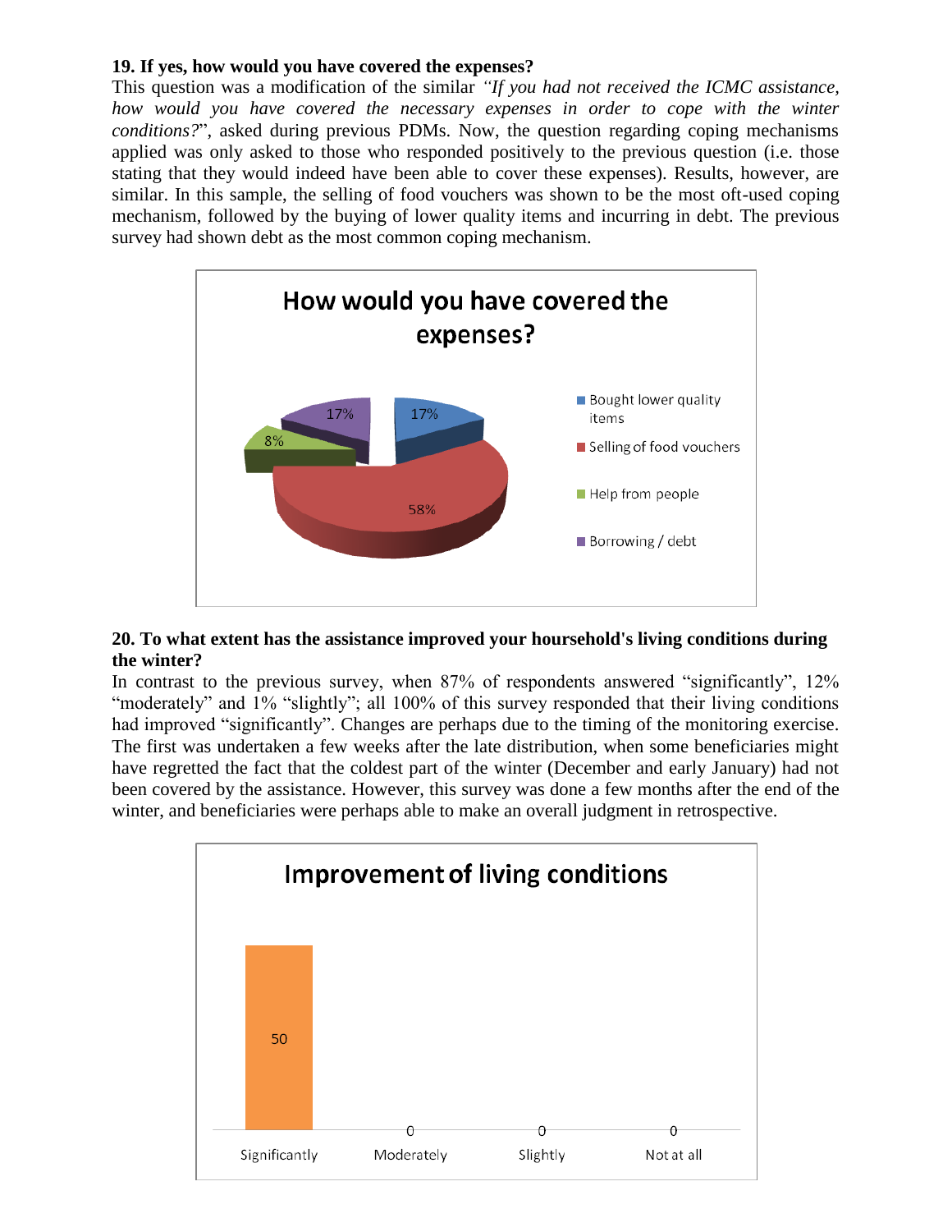**19. If yes, how would you have covered the expenses?**

This question was a modification of the similar *"If you had not received the ICMC assistance, how would you have covered the necessary expenses in order to cope with the winter conditions?*", asked during previous PDMs. Now, the question regarding coping mechanisms applied was only asked to those who responded positively to the previous question (i.e. those stating that they would indeed have been able to cover these expenses). Results, however, are similar. In this sample, the selling of food vouchers was shown to be the most oft-used coping mechanism, followed by the buying of lower quality items and incurring in debt. The previous survey had shown debt as the most common coping mechanism.

**How would you have covered the expenses?**

| Coping mechanism | Percentage |
| --- | --- |
| Bought lower quality items | 17% |
| Selling of food vouchers | 58% |
| Help from people | 8% |
| Borrowing / debt | 17% |

**20. To what extent has the assistance improved your hourssehold's living conditions during the winter?**

In contrast to the previous survey, when 87% of respondents answered "significantly", 12% "moderately" and 1% "slightly"; all 100% of this survey responded that their living conditions had improved "significantly". Changes are perhaps due to the timing of the monitoring exercise. The first was undertaken a few weeks after the late distribution, when some beneficiaries might have regretted the fact that the coldest part of the winter (December and early January) had not been covered by the assistance. However, this survey was done a few months after the end of the winter, and beneficiaries were perhaps able to make an overall judgment in retrospective.

**Improvement of living conditions**

| Significantly | Moderately | Slightly | Not at all |
| --- | --- | --- | --- |
| 50 | 0 | 0 | 0 |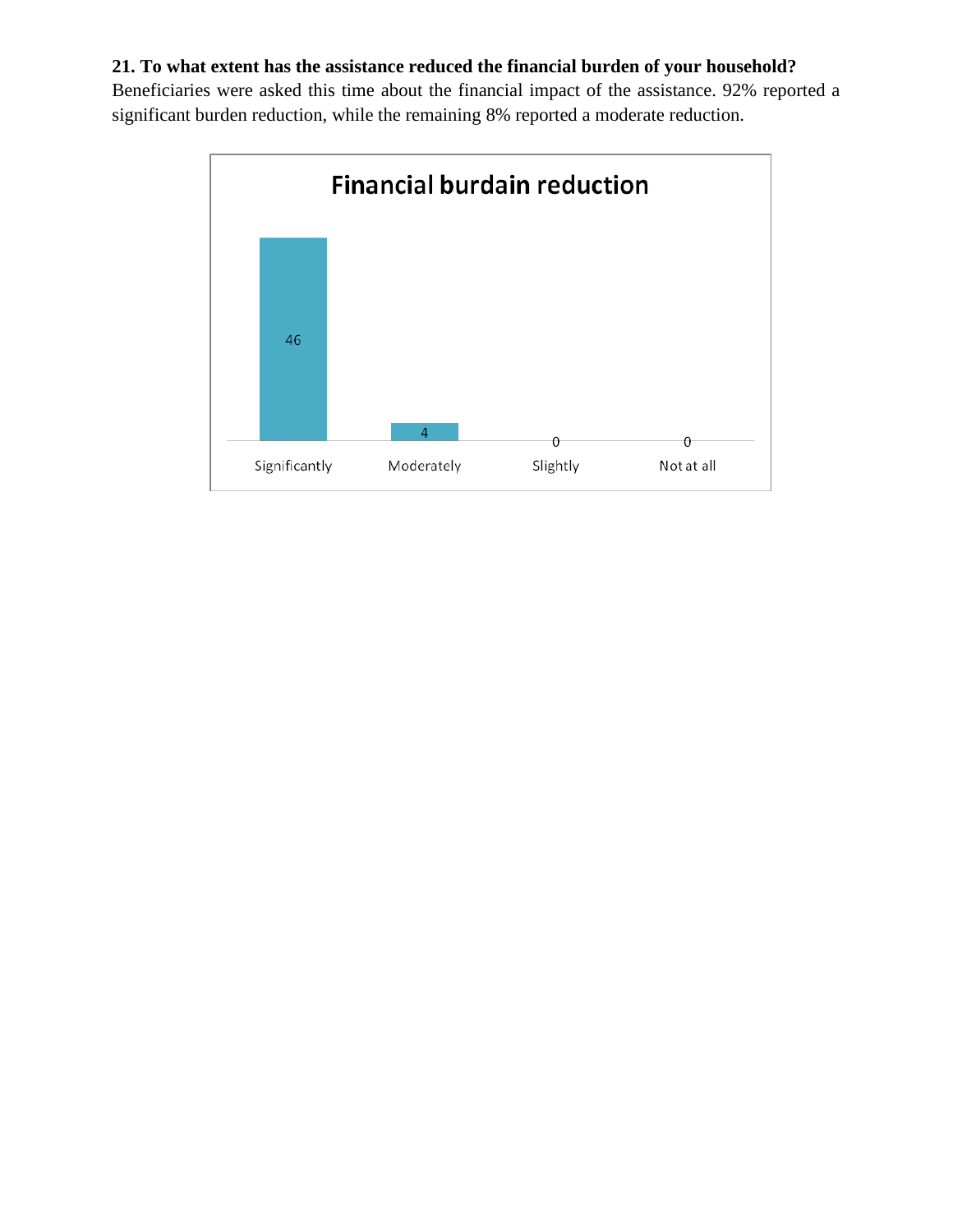**21. To what extent has the assistance reduced the financial burden of your household?**

Beneficiaries were asked this time about the financial impact of the assistance. 92% reported a significant burden reduction, while the remaining 8% reported a moderate reduction.

Financial burdain reduction

46

4

0

0

Significantly

Moderately

Slightly

Not at all